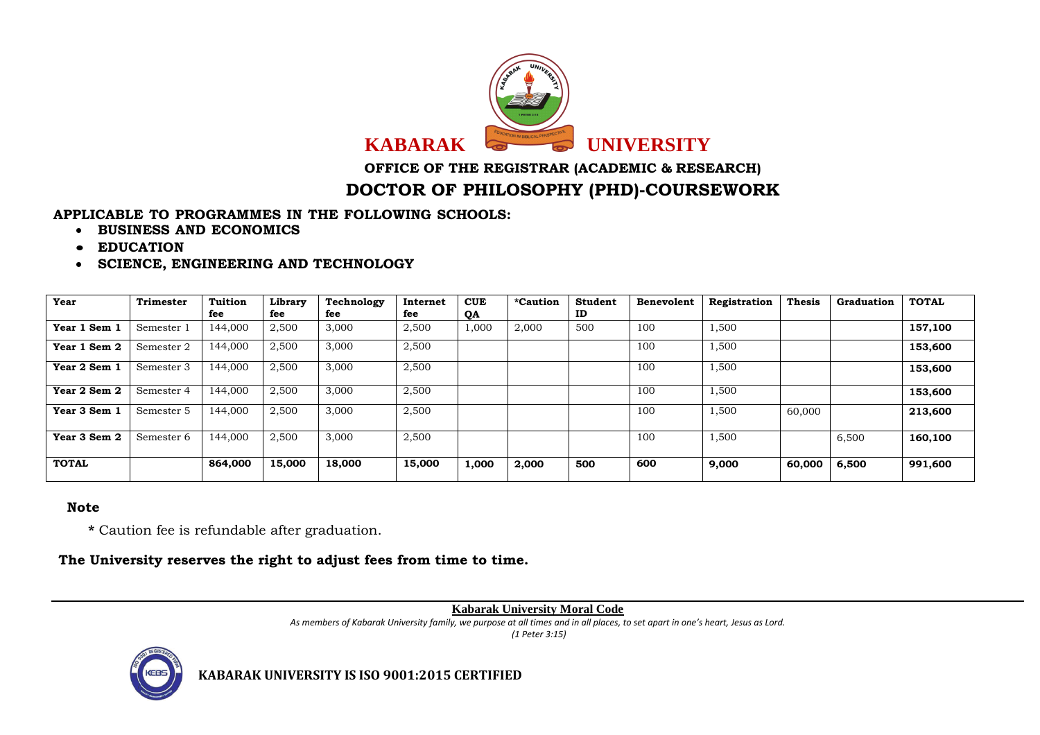# KABARAK UNIVERSITY

## OFFICE OF THE REGISTRAR (ACADEMIC & RESEARCH)

## DOCTOR OF PHILOSOPHY (PHD)-COURSEWORK

**APPLICABLE TO PROGRAMMES IN THE FOLLOWING SCHOOLS:**

- **BUSINESS AND ECONOMICS**
- **EDUCATION**
- **SCIENCE, ENGINEERING AND TECHNOLOGY**

| Year | Trimester | Tuition fee | Library fee | Technology fee | Internet fee | CUE QA | *Caution | Student ID | Benevolent | Registration | Thesis | Graduation | TOTAL |
|---|---|---|---|---|---|---|---|---|---|---|---|---|---|
| **Year 1 Sem 1** | Semester 1 | 144,000 | 2,500 | 3,000 | 2,500 | 1,000 | 2,000 | 500 | 100 | 1,500 | | | **157,100** |
| **Year 1 Sem 2** | Semester 2 | 144,000 | 2,500 | 3,000 | 2,500 | | | | 100 | 1,500 | | | **153,600** |
| **Year 2 Sem 1** | Semester 3 | 144,000 | 2,500 | 3,000 | 2,500 | | | | 100 | 1,500 | | | **153,600** |
| **Year 2 Sem 2** | Semester 4 | 144,000 | 2,500 | 3,000 | 2,500 | | | | 100 | 1,500 | | | **153,600** |
| **Year 3 Sem 1** | Semester 5 | 144,000 | 2,500 | 3,000 | 2,500 | | | | 100 | 1,500 | 60,000 | | **213,600** |
| **Year 3 Sem 2** | Semester 6 | 144,000 | 2,500 | 3,000 | 2,500 | | | | 100 | 1,500 | | 6,500 | **160,100** |
| **TOTAL** | | **864,000** | **15,000** | **18,000** | **15,000** | **1,000** | **2,000** | **500** | **600** | **9,000** | **60,000** | **6,500** | **991,600** |

**Note**

**\*** Caution fee is refundable after graduation.

**The University reserves the right to adjust fees from time to time.**

---

**Kabarak University Moral Code**

*As members of Kabarak University family, we purpose at all times and in all places, to set apart in one's heart, Jesus as Lord.*
*(1 Peter 3:15)*

**KABARAK UNIVERSITY IS ISO 9001:2015 CERTIFIED**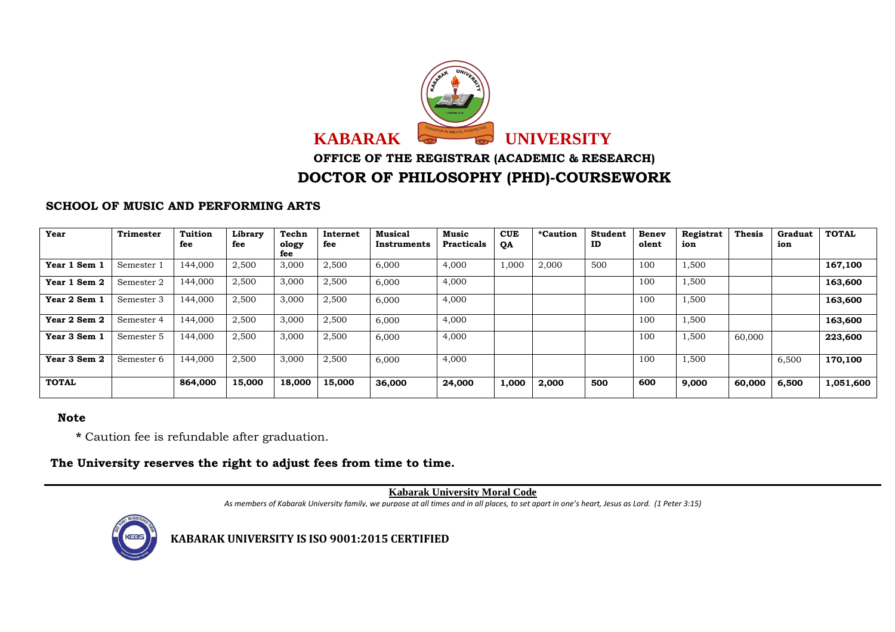# KABARAK UNIVERSITY

## OFFICE OF THE REGISTRAR (ACADEMIC & RESEARCH)

## DOCTOR OF PHILOSOPHY (PHD)-COURSEWORK

### SCHOOL OF MUSIC AND PERFORMING ARTS

| Year | Trimester | Tuition fee | Library fee | Technology fee | Internet fee | Musical Instruments | Music Practicals | CUE QA | *Caution | Student ID | Benevolent | Registration | Thesis | Graduation | TOTAL |
|---|---|---|---|---|---|---|---|---|---|---|---|---|---|---|---|
| **Year 1 Sem 1** | Semester 1 | 144,000 | 2,500 | 3,000 | 2,500 | 6,000 | 4,000 | 1,000 | 2,000 | 500 | 100 | 1,500 | | | **167,100** |
| **Year 1 Sem 2** | Semester 2 | 144,000 | 2,500 | 3,000 | 2,500 | 6,000 | 4,000 | | | | 100 | 1,500 | | | **163,600** |
| **Year 2 Sem 1** | Semester 3 | 144,000 | 2,500 | 3,000 | 2,500 | 6,000 | 4,000 | | | | 100 | 1,500 | | | **163,600** |
| **Year 2 Sem 2** | Semester 4 | 144,000 | 2,500 | 3,000 | 2,500 | 6,000 | 4,000 | | | | 100 | 1,500 | | | **163,600** |
| **Year 3 Sem 1** | Semester 5 | 144,000 | 2,500 | 3,000 | 2,500 | 6,000 | 4,000 | | | | 100 | 1,500 | 60,000 | | **223,600** |
| **Year 3 Sem 2** | Semester 6 | 144,000 | 2,500 | 3,000 | 2,500 | 6,000 | 4,000 | | | | 100 | 1,500 | | 6,500 | **170,100** |
| **TOTAL** | | **864,000** | **15,000** | **18,000** | **15,000** | **36,000** | **24,000** | **1,000** | **2,000** | **500** | **600** | **9,000** | **60,000** | **6,500** | **1,051,600** |

**Note**

**\*** Caution fee is refundable after graduation.

**The University reserves the right to adjust fees from time to time.**

**Kabarak University Moral Code**

*As members of Kabarak University family, we purpose at all times and in all places, to set apart in one's heart, Jesus as Lord. (1 Peter 3:15)*

**KABARAK UNIVERSITY IS ISO 9001:2015 CERTIFIED**